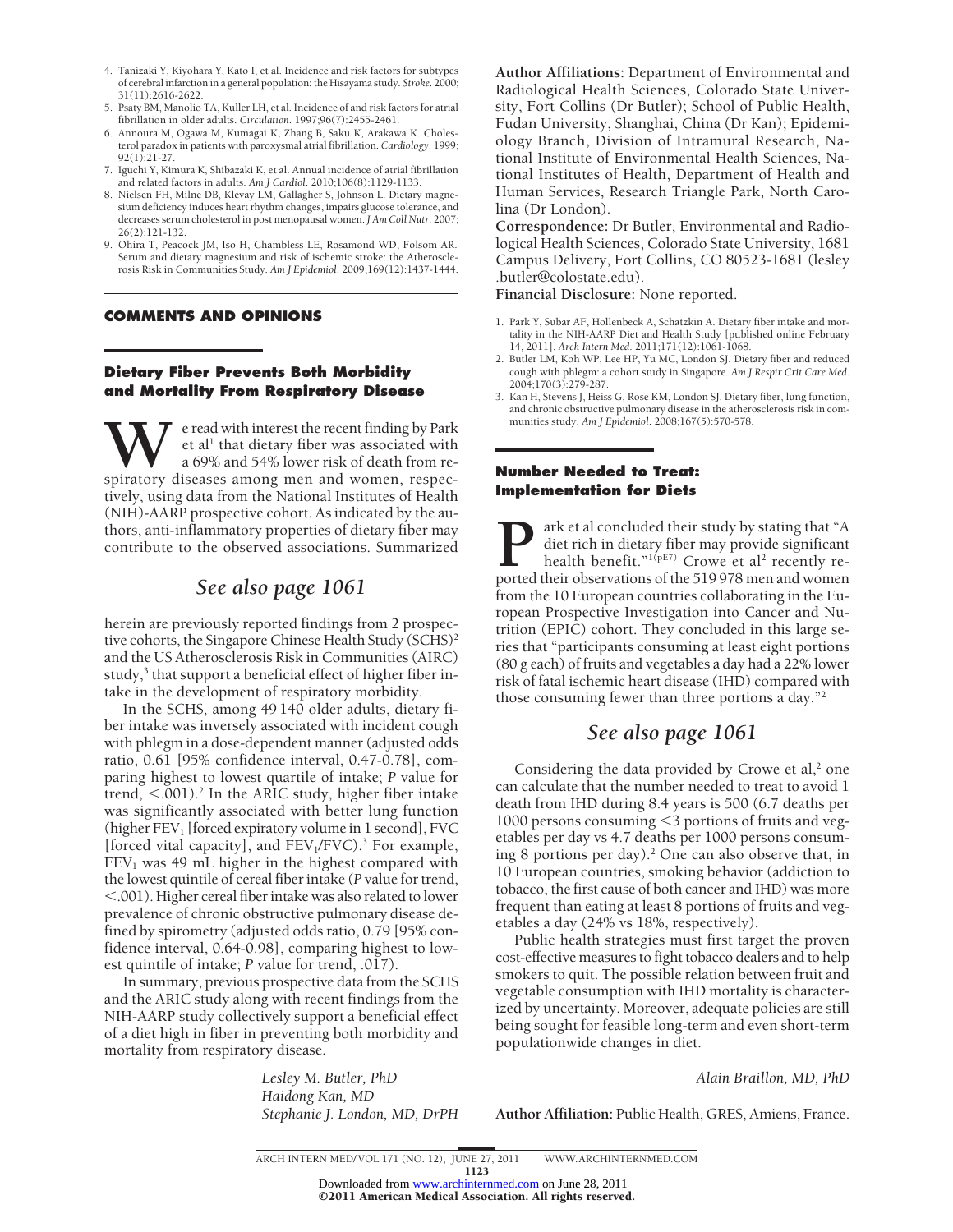4. Tanizaki Y, Kiyohara Y, Kato I, et al. Incidence and risk factors for subtypes of cerebral infarction in a general population: the Hisayama study. *Stroke*. 2000; 31(11):2616-2622.
5. Psaty BM, Manolio TA, Kuller LH, et al. Incidence of and risk factors for atrial fibrillation in older adults. *Circulation*. 1997;96(7):2455-2461.
6. Annoura M, Ogawa M, Kumagai K, Zhang B, Saku K, Arakawa K. Cholesterol paradox in patients with paroxysmal atrial fibrillation. *Cardiology*. 1999; 92(1):21-27.
7. Iguchi Y, Kimura K, Shibazaki K, et al. Annual incidence of atrial fibrillation and related factors in adults. *Am J Cardiol*. 2010;106(8):1129-1133.
8. Nielsen FH, Milne DB, Klevay LM, Gallagher S, Johnson L. Dietary magnesium deficiency induces heart rhythm changes, impairs glucose tolerance, and decreases serum cholesterol in post menopausal women. *J Am Coll Nutr*. 2007; 26(2):121-132.
9. Ohira T, Peacock JM, Iso H, Chambless LE, Rosamond WD, Folsom AR. Serum and dietary magnesium and risk of ischemic stroke: the Atherosclerosis Risk in Communities Study. *Am J Epidemiol*. 2009;169(12):1437-1444.

## COMMENTS AND OPINIONS

### Dietary Fiber Prevents Both Morbidity and Mortality From Respiratory Disease

We read with interest the recent finding by Park et al[1] that dietary fiber was associated with a 69% and 54% lower risk of death from respiratory diseases among men and women, respectively, using data from the National Institutes of Health (NIH)-AARP prospective cohort. As indicated by the authors, anti-inflammatory properties of dietary fiber may contribute to the observed associations. Summarized herein are previously reported findings from 2 prospective cohorts, the Singapore Chinese Health Study (SCHS)[2] and the US Atherosclerosis Risk in Communities (AIRC) study,[3] that support a beneficial effect of higher fiber intake in the development of respiratory morbidity.

*See also page 1061*

In the SCHS, among 49 140 older adults, dietary fiber intake was inversely associated with incident cough with phlegm in a dose-dependent manner (adjusted odds ratio, 0.61 [95% confidence interval, 0.47-0.78], comparing highest to lowest quartile of intake; *P* value for trend, <.001).[2] In the ARIC study, higher fiber intake was significantly associated with better lung function (higher $FEV_1$ [forced expiratory volume in 1 second], FVC [forced vital capacity], and $FEV_1$/FVC).[3] For example, $FEV_1$ was 49 mL higher in the highest compared with the lowest quintile of cereal fiber intake (*P* value for trend, <.001). Higher cereal fiber intake was also related to lower prevalence of chronic obstructive pulmonary disease defined by spirometry (adjusted odds ratio, 0.79 [95% confidence interval, 0.64-0.98], comparing highest to lowest quintile of intake; *P* value for trend, .017).

In summary, previous prospective data from the SCHS and the ARIC study along with recent findings from the NIH-AARP study collectively support a beneficial effect of a diet high in fiber in preventing both morbidity and mortality from respiratory disease.

*Lesley M. Butler, PhD*
*Haidong Kan, MD*
*Stephanie J. London, MD, DrPH*

**Author Affiliations:** Department of Environmental and Radiological Health Sciences, Colorado State University, Fort Collins (Dr Butler); School of Public Health, Fudan University, Shanghai, China (Dr Kan); Epidemiology Branch, Division of Intramural Research, National Institute of Environmental Health Sciences, National Institutes of Health, Department of Health and Human Services, Research Triangle Park, North Carolina (Dr London).

**Correspondence:** Dr Butler, Environmental and Radiological Health Sciences, Colorado State University, 1681 Campus Delivery, Fort Collins, CO 80523-1681 (lesley.butler@colostate.edu).

**Financial Disclosure:** None reported.

1. Park Y, Subar AF, Hollenbeck A, Schatzkin A. Dietary fiber intake and mortality in the NIH-AARP Diet and Health Study [published online February 14, 2011]. *Arch Intern Med*. 2011;171(12):1061-1068.
2. Butler LM, Koh WP, Lee HP, Yu MC, London SJ. Dietary fiber and reduced cough with phlegm: a cohort study in Singapore. *Am J Respir Crit Care Med*. 2004;170(3):279-287.
3. Kan H, Stevens J, Heiss G, Rose KM, London SJ. Dietary fiber, lung function, and chronic obstructive pulmonary disease in the atherosclerosis risk in communities study. *Am J Epidemiol*. 2008;167(5):570-578.

### Number Needed to Treat: Implementation for Diets

Park et al concluded their study by stating that "A diet rich in dietary fiber may provide significant health benefit."[1(pE7)] Crowe et al[2] recently reported their observations of the 519 978 men and women from the 10 European countries collaborating in the European Prospective Investigation into Cancer and Nutrition (EPIC) cohort. They concluded in this large series that "participants consuming at least eight portions (80 g each) of fruits and vegetables a day had a 22% lower risk of fatal ischemic heart disease (IHD) compared with those consuming fewer than three portions a day."[2]

*See also page 1061*

Considering the data provided by Crowe et al,[2] one can calculate that the number needed to treat to avoid 1 death from IHD during 8.4 years is 500 (6.7 deaths per 1000 persons consuming <3 portions of fruits and vegetables per day vs 4.7 deaths per 1000 persons consuming 8 portions per day).[2] One can also observe that, in 10 European countries, smoking behavior (addiction to tobacco, the first cause of both cancer and IHD) was more frequent than eating at least 8 portions of fruits and vegetables a day (24% vs 18%, respectively).

Public health strategies must first target the proven cost-effective measures to fight tobacco dealers and to help smokers to quit. The possible relation between fruit and vegetable consumption with IHD mortality is characterized by uncertainty. Moreover, adequate policies are still being sought for feasible long-term and even short-term populationwide changes in diet.

*Alain Braillon, MD, PhD*

**Author Affiliation:** Public Health, GRES, Amiens, France.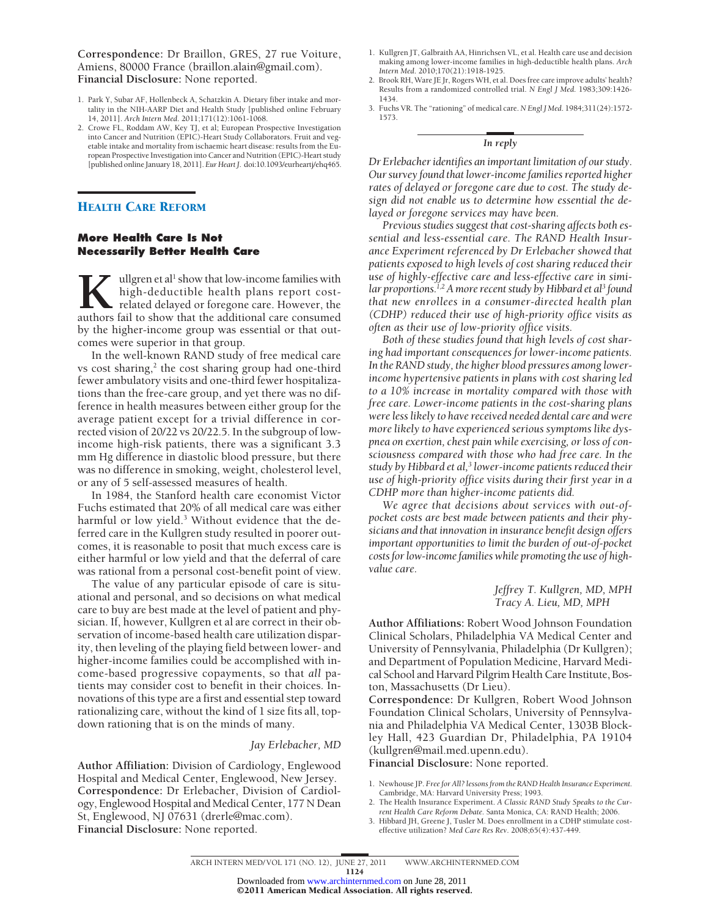**Correspondence:** Dr Braillon, GRES, 27 rue Voiture, Amiens, 80000 France (braillon.alain@gmail.com).
**Financial Disclosure:** None reported.

1. Park Y, Subar AF, Hollenbeck A, Schatzkin A. Dietary fiber intake and mortality in the NIH-AARP Diet and Health Study [published online February 14, 2011]. *Arch Intern Med*. 2011;171(12):1061-1068.
2. Crowe FL, Roddam AW, Key TJ, et al; European Prospective Investigation into Cancer and Nutrition (EPIC)-Heart Study Collaborators. Fruit and vegetable intake and mortality from ischaemic heart disease: results from the European Prospective Investigation into Cancer and Nutrition (EPIC)-Heart study [published online January 18, 2011]. *Eur Heart J*. doi:10.1093/eurheartj/ehq465.

## HEALTH CARE REFORM

### More Health Care Is Not Necessarily Better Health Care

Kullgren et al[1] show that low-income families with high-deductible health plans report cost-related delayed or foregone care. However, the authors fail to show that the additional care consumed by the higher-income group was essential or that outcomes were superior in that group.

In the well-known RAND study of free medical care vs cost sharing,[2] the cost sharing group had one-third fewer ambulatory visits and one-third fewer hospitalizations than the free-care group, and yet there was no difference in health measures between either group for the average patient except for a trivial difference in corrected vision of 20/22 vs 20/22.5. In the subgroup of low-income high-risk patients, there was a significant 3.3 mm Hg difference in diastolic blood pressure, but there was no difference in smoking, weight, cholesterol level, or any of 5 self-assessed measures of health.

In 1984, the Stanford health care economist Victor Fuchs estimated that 20% of all medical care was either harmful or low yield.[3] Without evidence that the deferred care in the Kullgren study resulted in poorer outcomes, it is reasonable to posit that much excess care is either harmful or low yield and that the deferral of care was rational from a personal cost-benefit point of view.

The value of any particular episode of care is situational and personal, and so decisions on what medical care to buy are best made at the level of patient and physician. If, however, Kullgren et al are correct in their observation of income-based health care utilization disparity, then leveling of the playing field between lower- and higher-income families could be accomplished with income-based progressive copayments, so that *all* patients may consider cost to benefit in their choices. Innovations of this type are a first and essential step toward rationalizing care, without the kind of 1 size fits all, top-down rationing that is on the minds of many.

*Jay Erlebacher, MD*

**Author Affiliation:** Division of Cardiology, Englewood Hospital and Medical Center, Englewood, New Jersey.
**Correspondence:** Dr Erlebacher, Division of Cardiology, Englewood Hospital and Medical Center, 177 N Dean St, Englewood, NJ 07631 (drerle@mac.com).
**Financial Disclosure:** None reported.

1. Kullgren JT, Galbraith AA, Hinrichsen VL, et al. Health care use and decision making among lower-income families in high-deductible health plans. *Arch Intern Med*. 2010;170(21):1918-1925.
2. Brook RH, Ware JE Jr, Rogers WH, et al. Does free care improve adults' health? Results from a randomized controlled trial. *N Engl J Med*. 1983;309:1426-1434.
3. Fuchs VR. The "rationing" of medical care. *N Engl J Med*. 1984;311(24):1572-1573.

#### *In reply*

*Dr Erlebacher identifies an important limitation of our study. Our survey found that lower-income families reported higher rates of delayed or foregone care due to cost. The study design did not enable us to determine how essential the delayed or foregone services may have been.*

*Previous studies suggest that cost-sharing affects both essential and less-essential care. The RAND Health Insurance Experiment referenced by Dr Erlebacher showed that patients exposed to high levels of cost sharing reduced their use of highly-effective care and less-effective care in similar proportions.[1,2] A more recent study by Hibbard et al[3] found that new enrollees in a consumer-directed health plan (CDHP) reduced their use of high-priority office visits as often as their use of low-priority office visits.*

*Both of these studies found that high levels of cost sharing had important consequences for lower-income patients. In the RAND study, the higher blood pressures among lower-income hypertensive patients in plans with cost sharing led to a 10% increase in mortality compared with those with free care. Lower-income patients in the cost-sharing plans were less likely to have received needed dental care and were more likely to have experienced serious symptoms like dyspnea on exertion, chest pain while exercising, or loss of consciousness compared with those who had free care. In the study by Hibbard et al,[3] lower-income patients reduced their use of high-priority office visits during their first year in a CDHP more than higher-income patients did.*

*We agree that decisions about services with out-of-pocket costs are best made between patients and their physicians and that innovation in insurance benefit design offers important opportunities to limit the burden of out-of-pocket costs for low-income families while promoting the use of high-value care.*

*Jeffrey T. Kullgren, MD, MPH*
*Tracy A. Lieu, MD, MPH*

**Author Affiliations:** Robert Wood Johnson Foundation Clinical Scholars, Philadelphia VA Medical Center and University of Pennsylvania, Philadelphia (Dr Kullgren); and Department of Population Medicine, Harvard Medical School and Harvard Pilgrim Health Care Institute, Boston, Massachusetts (Dr Lieu).
**Correspondence:** Dr Kullgren, Robert Wood Johnson Foundation Clinical Scholars, University of Pennsylvania and Philadelphia VA Medical Center, 1303B Blockley Hall, 423 Guardian Dr, Philadelphia, PA 19104 (kullgren@mail.med.upenn.edu).
**Financial Disclosure:** None reported.

1. Newhouse JP. *Free for All? lessons from the RAND Health Insurance Experiment*. Cambridge, MA: Harvard University Press; 1993.
2. The Health Insurance Experiment. *A Classic RAND Study Speaks to the Current Health Care Reform Debate*. Santa Monica, CA: RAND Health; 2006.
3. Hibbard JH, Greene J, Tusler M. Does enrollment in a CDHP stimulate cost-effective utilization? *Med Care Res Rev*. 2008;65(4):437-449.